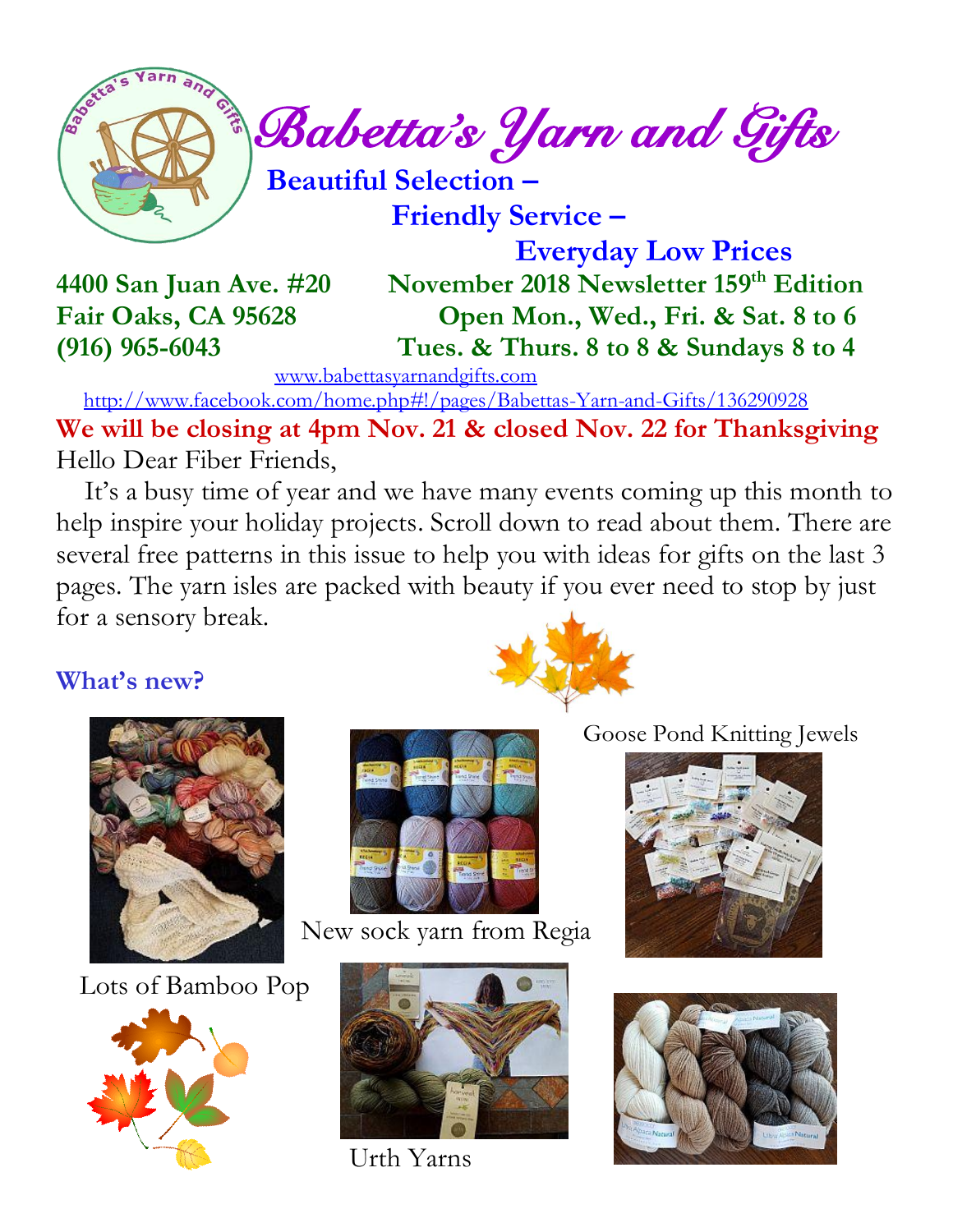# Babetta's Yarn and Gifts

**Beautiful Selection –**

**Friendly Service –**

**Everyday Low Prices**

**4400 San Juan Ave. #20**
**Fair Oaks, CA 95628**
**(916) 965-6043**

**November 2018 Newsletter 159th Edition**
**Open Mon., Wed., Fri. & Sat. 8 to 6**
**Tues. & Thurs. 8 to 8 & Sundays 8 to 4**

www.babettasyarnandgifts.com

http://www.facebook.com/home.php#!/pages/Babettas-Yarn-and-Gifts/136290928

**We will be closing at 4pm Nov. 21 & closed Nov. 22 for Thanksgiving**

Hello Dear Fiber Friends,

It's a busy time of year and we have many events coming up this month to help inspire your holiday projects. Scroll down to read about them. There are several free patterns in this issue to help you with ideas for gifts on the last 3 pages. The yarn isles are packed with beauty if you ever need to stop by just for a sensory break.

## What's new?

Lots of Bamboo Pop

New sock yarn from Regia

Goose Pond Knitting Jewels

Urth Yarns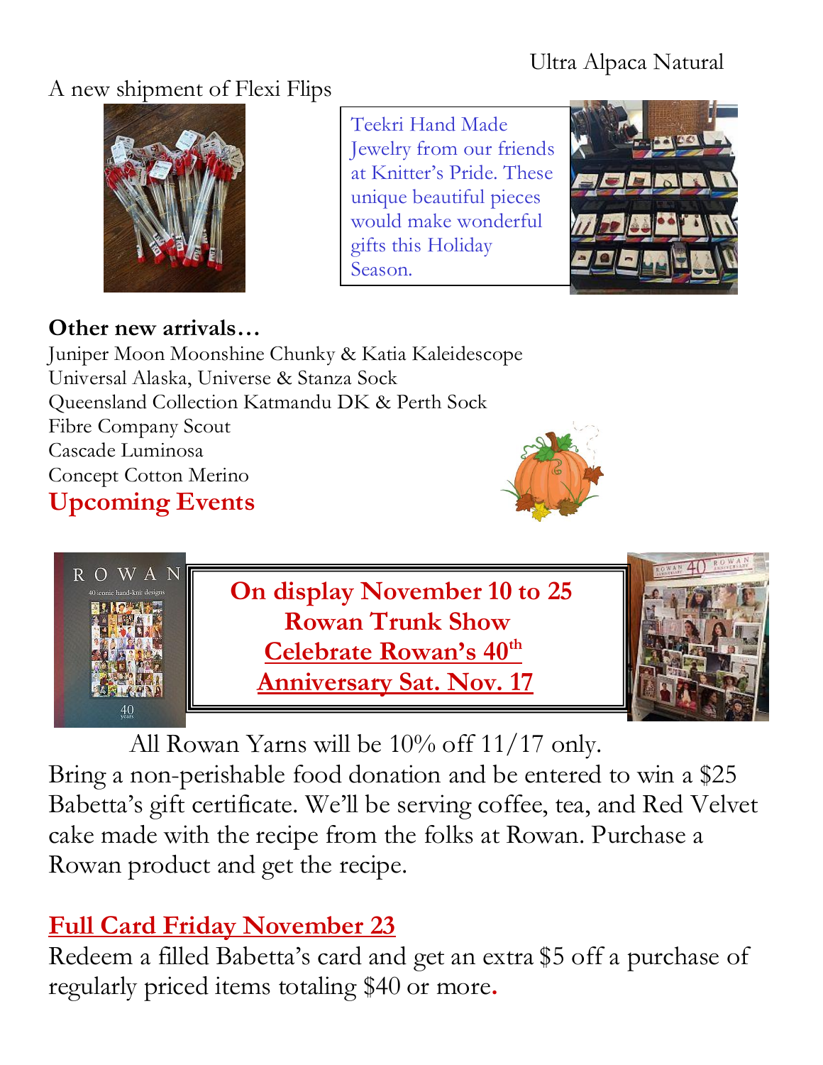Ultra Alpaca Natural

A new shipment of Flexi Flips

Teekri Hand Made Jewelry from our friends at Knitter's Pride. These unique beautiful pieces would make wonderful gifts this Holiday Season.

**Other new arrivals…**

Juniper Moon Moonshine Chunky & Katia Kaleidescope
Universal Alaska, Universe & Stanza Sock
Queensland Collection Katmandu DK & Perth Sock
Fibre Company Scout
Cascade Luminosa
Concept Cotton Merino

## Upcoming Events

**On display November 10 to 25**
**Rowan Trunk Show**
**Celebrate Rowan's 40th Anniversary Sat. Nov. 17**

All Rowan Yarns will be 10% off 11/17 only. Bring a non-perishable food donation and be entered to win a $25 Babetta's gift certificate. We'll be serving coffee, tea, and Red Velvet cake made with the recipe from the folks at Rowan. Purchase a Rowan product and get the recipe.

## Full Card Friday November 23

Redeem a filled Babetta's card and get an extra $5 off a purchase of regularly priced items totaling $40 or more.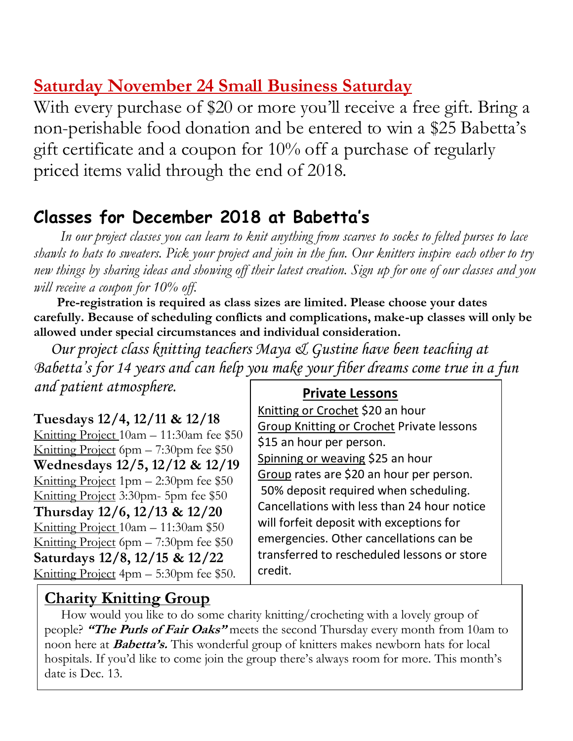## Saturday November 24 Small Business Saturday

With every purchase of $20 or more you'll receive a free gift. Bring a non-perishable food donation and be entered to win a $25 Babetta's gift certificate and a coupon for 10% off a purchase of regularly priced items valid through the end of 2018.

## Classes for December 2018 at Babetta's

*In our project classes you can learn to knit anything from scarves to socks to felted purses to lace shawls to hats to sweaters. Pick your project and join in the fun. Our knitters inspire each other to try new things by sharing ideas and showing off their latest creation. Sign up for one of our classes and you will receive a coupon for 10% off.*

**Pre-registration is required as class sizes are limited. Please choose your dates carefully. Because of scheduling conflicts and complications, make-up classes will only be allowed under special circumstances and individual consideration.**

*Our project class knitting teachers Maya & Gustine have been teaching at Babetta's for 14 years and can help you make your fiber dreams come true in a fun and patient atmosphere.*

**Tuesdays 12/4, 12/11 & 12/18**
Knitting Project 10am – 11:30am fee $50
Knitting Project 6pm – 7:30pm fee $50

**Wednesdays 12/5, 12/12 & 12/19**
Knitting Project 1pm – 2:30pm fee $50
Knitting Project 3:30pm- 5pm fee $50

**Thursday 12/6, 12/13 & 12/20**
Knitting Project 10am – 11:30am $50
Knitting Project 6pm – 7:30pm fee $50

**Saturdays 12/8, 12/15 & 12/22**
Knitting Project 4pm – 5:30pm fee $50.

### Private Lessons

Knitting or Crochet $20 an hour
Group Knitting or Crochet Private lessons $15 an hour per person.
Spinning or weaving $25 an hour
Group rates are $20 an hour per person.
50% deposit required when scheduling. Cancellations with less than 24 hour notice will forfeit deposit with exceptions for emergencies. Other cancellations can be transferred to rescheduled lessons or store credit.

## Charity Knitting Group

How would you like to do some charity knitting/crocheting with a lovely group of people? ***"The Purls of Fair Oaks"*** meets the second Thursday every month from 10am to noon here at ***Babetta's.*** This wonderful group of knitters makes newborn hats for local hospitals. If you'd like to come join the group there's always room for more. This month's date is Dec. 13.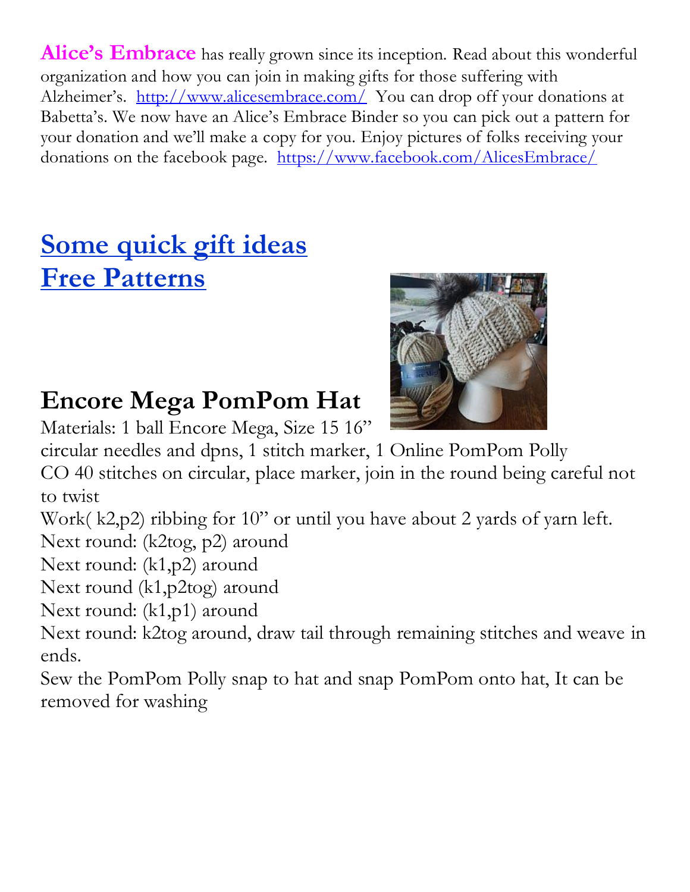**Alice's Embrace** has really grown since its inception. Read about this wonderful organization and how you can join in making gifts for those suffering with Alzheimer's. [http://www.alicesembrace.com/](http://www.alicesembrace.com/) You can drop off your donations at Babetta's. We now have an Alice's Embrace Binder so you can pick out a pattern for your donation and we'll make a copy for you. Enjoy pictures of folks receiving your donations on the facebook page. [https://www.facebook.com/AlicesEmbrace/](https://www.facebook.com/AlicesEmbrace/)

## Some quick gift ideas
## Free Patterns

## Encore Mega PomPom Hat

Materials: 1 ball Encore Mega, Size 15 16" circular needles and dpns, 1 stitch marker, 1 Online PomPom Polly

CO 40 stitches on circular, place marker, join in the round being careful not to twist

Work( k2,p2) ribbing for 10" or until you have about 2 yards of yarn left.

Next round: (k2tog, p2) around

Next round: (k1,p2) around

Next round (k1,p2tog) around

Next round: (k1,p1) around

Next round: k2tog around, draw tail through remaining stitches and weave in ends.

Sew the PomPom Polly snap to hat and snap PomPom onto hat, It can be removed for washing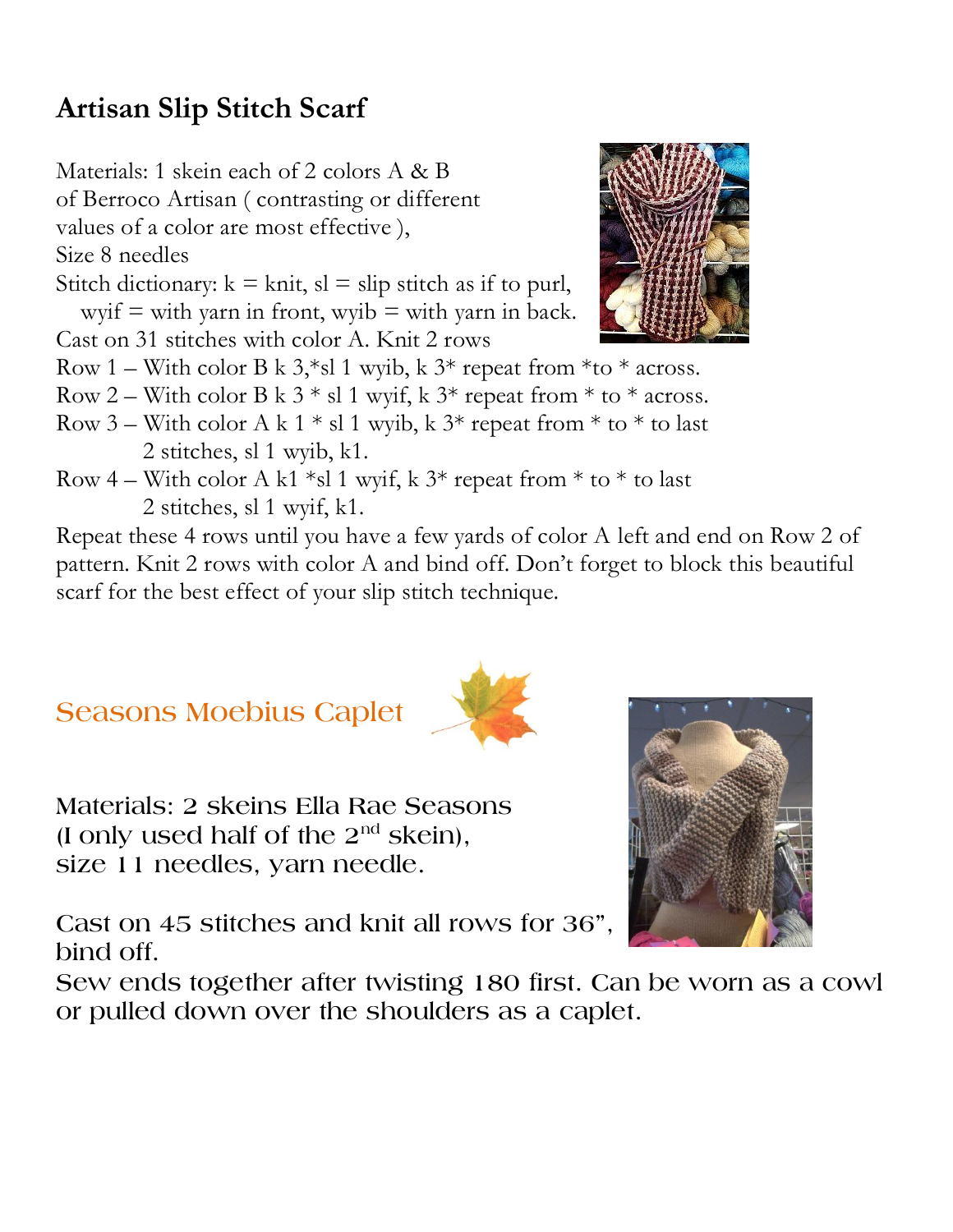## Artisan Slip Stitch Scarf

Materials: 1 skein each of 2 colors A & B of Berroco Artisan ( contrasting or different values of a color are most effective ),
Size 8 needles
Stitch dictionary: k = knit, sl = slip stitch as if to purl, wyif = with yarn in front, wyib = with yarn in back.
Cast on 31 stitches with color A. Knit 2 rows
Row 1 – With color B k 3,*sl 1 wyib, k 3* repeat from *to * across.
Row 2 – With color B k 3 * sl 1 wyif, k 3* repeat from * to * across.
Row 3 – With color A k 1 * sl 1 wyib, k 3* repeat from * to * to last 2 stitches, sl 1 wyib, k1.
Row 4 – With color A k1 *sl 1 wyif, k 3* repeat from * to * to last 2 stitches, sl 1 wyif, k1.
Repeat these 4 rows until you have a few yards of color A left and end on Row 2 of pattern. Knit 2 rows with color A and bind off. Don't forget to block this beautiful scarf for the best effect of your slip stitch technique.

## Seasons Moebius Caplet

Materials: 2 skeins Ella Rae Seasons (I only used half of the 2nd skein), size 11 needles, yarn needle.

Cast on 45 stitches and knit all rows for 36", bind off.
Sew ends together after twisting 180 first. Can be worn as a cowl or pulled down over the shoulders as a caplet.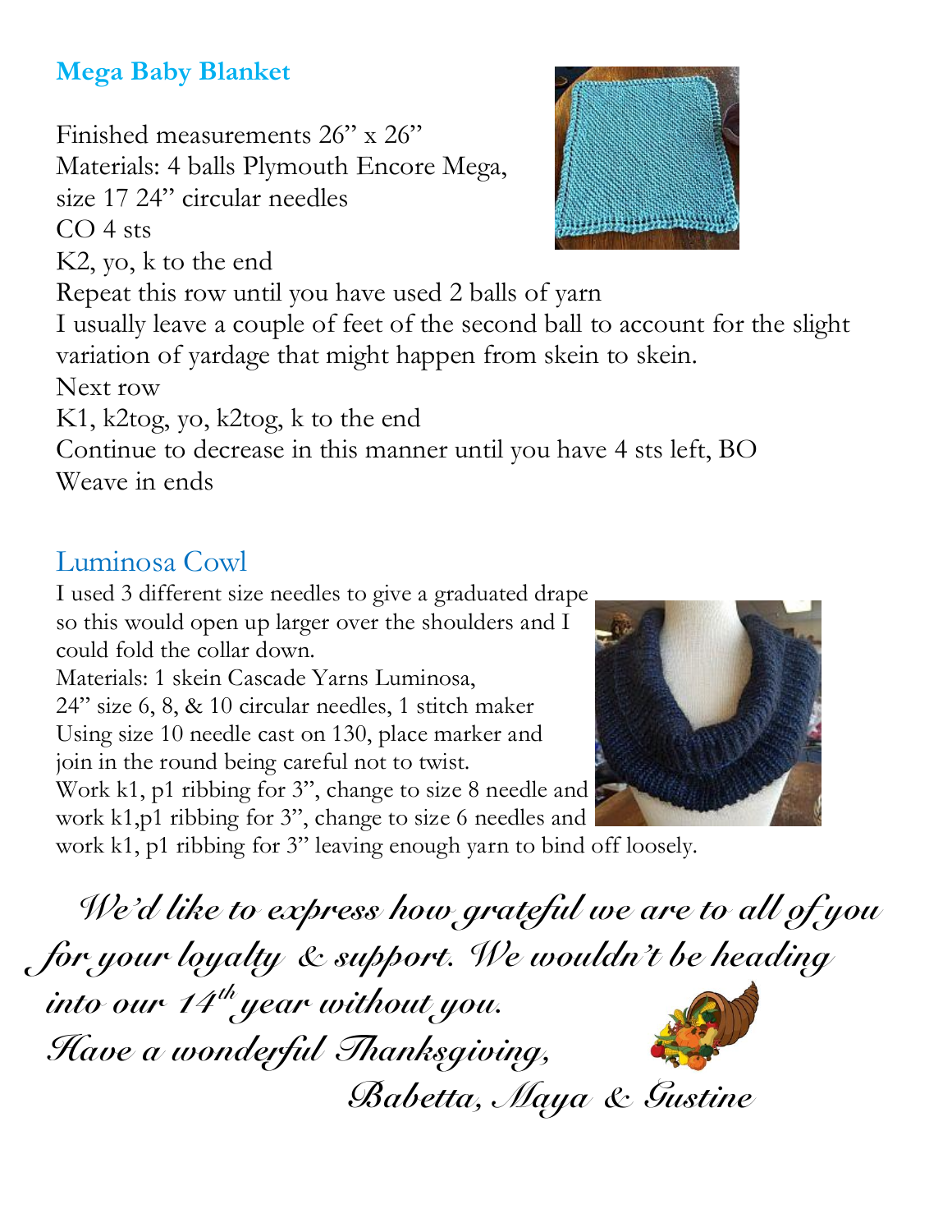## Mega Baby Blanket

Finished measurements 26" x 26"
Materials: 4 balls Plymouth Encore Mega, size 17 24" circular needles
CO 4 sts
K2, yo, k to the end
Repeat this row until you have used 2 balls of yarn
I usually leave a couple of feet of the second ball to account for the slight variation of yardage that might happen from skein to skein.
Next row
K1, k2tog, yo, k2tog, k to the end
Continue to decrease in this manner until you have 4 sts left, BO
Weave in ends

## Luminosa Cowl

I used 3 different size needles to give a graduated drape so this would open up larger over the shoulders and I could fold the collar down.
Materials: 1 skein Cascade Yarns Luminosa, 24" size 6, 8, & 10 circular needles, 1 stitch maker
Using size 10 needle cast on 130, place marker and join in the round being careful not to twist.
Work k1, p1 ribbing for 3", change to size 8 needle and work k1,p1 ribbing for 3", change to size 6 needles and work k1, p1 ribbing for 3" leaving enough yarn to bind off loosely.

*We'd like to express how grateful we are to all of you for your loyalty & support. We wouldn't be heading into our 14th year without you.*
*Have a wonderful Thanksgiving,*
*Babetta, Maya & Gustine*